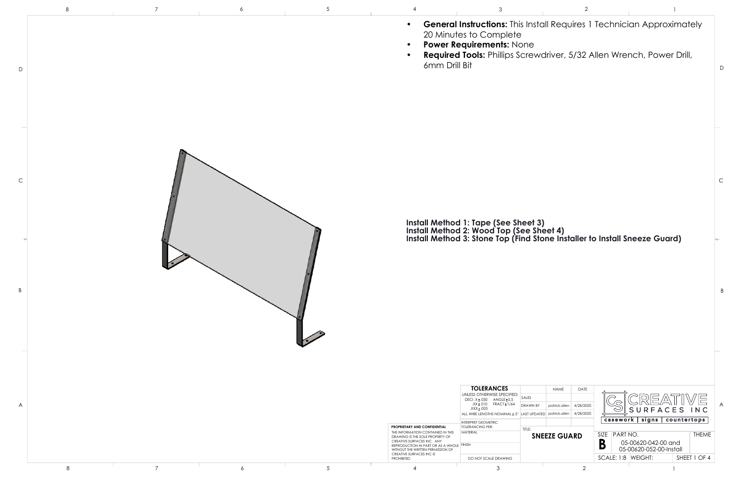- **General Instructions:** This Install Requires 1 Technician Approximately 20 Minutes to Complete
- **Power Requirements:** None
- **Required Tools:** Phillips Screwdriver, 5/32 Allen Wrench, Power Drill, 6mm Drill Bit

**Install Method 1: Tape (See Sheet 3)**
**Install Method 2: Wood Top (See Sheet 4)**
**Install Method 3: Stone Top (Find Stone Installer to Install Sneeze Guard)**

| TOLERANCES | | NAME | DATE |
| --- | --- | --- | --- |
| UNLESS OTHERWISE SPECIFIED: DECI .X ± .030 ANGLE ± 0.5 .XX ± .010 FRACT ± 1/64 .XXX ± .005 | SALES | | |
| | DRAWN BY | patrick.allen | 4/28/2020 |
| ALL WIRE LENGTHS NOMINAL ± .5" | LAST UPDATED | patrick.allen | 4/28/2020 |
| INTERPRET GEOMETRIC TOLERANCING PER: | | | |
| MATERIAL | TITLE: SNEEZE GUARD | | |
| FINISH | | | |
| DO NOT SCALE DRAWING | | | |

**PROPRIETARY AND CONFIDENTIAL**
THE INFORMATION CONTAINED IN THIS DRAWING IS THE SOLE PROPERTY OF CREATIVE SURFACES INC. ANY REPRODUCTION IN PART OR AS A WHOLE WITHOUT THE WRITTEN PERMISSION OF CREATIVE SURFACES INC IS PROHIBITED.

CS CREATIVE SURFACES INC
casework | signs | countertops

| SIZE | PART NO. | THEME |
| --- | --- | --- |
| B | 05-00620-042-00 and 05-00620-052-00-Install | |
| SCALE: 1:8 | WEIGHT: | SHEET 1 OF 4 |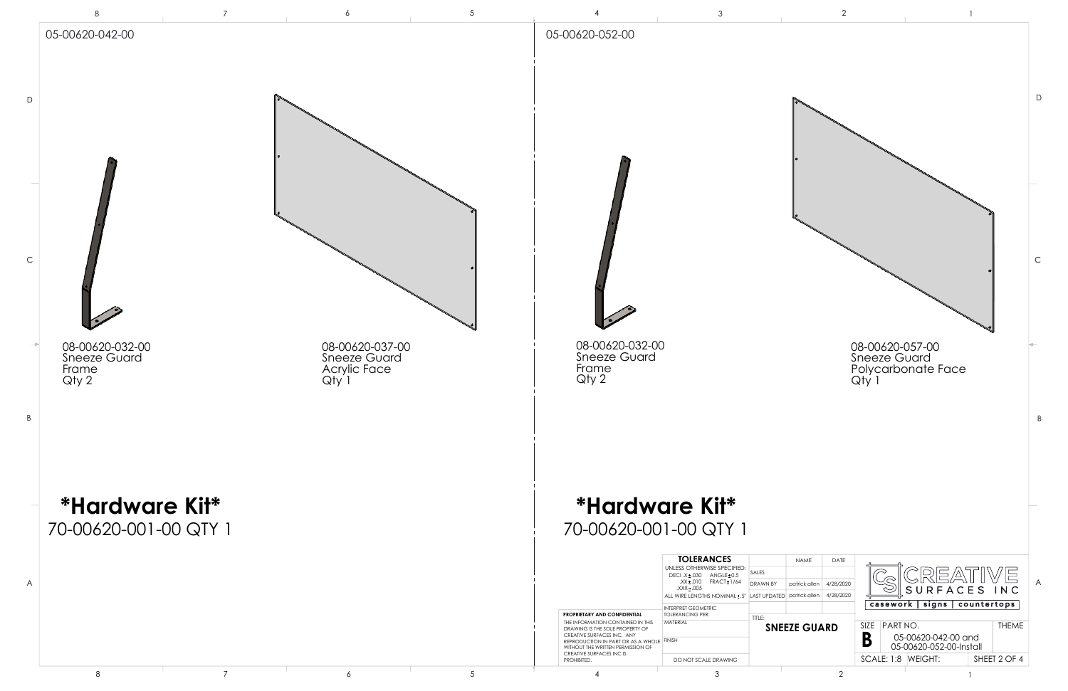## 05-00620-042-00

08-00620-032-00
Sneeze Guard
Frame
Qty 2

08-00620-037-00
Sneeze Guard
Acrylic Face
Qty 1

**\*Hardware Kit\***
70-00620-001-00 QTY 1

## 05-00620-052-00

08-00620-032-00
Sneeze Guard
Frame
Qty 2

08-00620-057-00
Sneeze Guard
Polycarbonate Face
Qty 1

**\*Hardware Kit\***
70-00620-001-00 QTY 1

**PROPRIETARY AND CONFIDENTIAL**
THE INFORMATION CONTAINED IN THIS DRAWING IS THE SOLE PROPERTY OF CREATIVE SURFACES INC. ANY REPRODUCTION IN PART OR AS A WHOLE WITHOUT THE WRITTEN PERMISSION OF CREATIVE SURFACES INC IS PROHIBITED.

**TOLERANCES**
UNLESS OTHERWISE SPECIFIED:
DECI .X ± .030 ANGLE ± 0.5
.XX ± .010 FRACT ± 1/64
.XXX ± .005
ALL WIRE LENGTHS NOMINAL ± .5"
INTERPRET GEOMETRIC TOLERANCING PER:
MATERIAL
FINISH
DO NOT SCALE DRAWING

| | NAME | DATE |
|---|---|---|
| SALES | | |
| DRAWN BY | patrick.allen | 4/28/2020 |
| LAST UPDATED | patrick.allen | 4/28/2020 |

TITLE: **SNEEZE GUARD**

CREATIVE SURFACES INC
casework | signs | countertops

| SIZE | PART NO. | THEME |
|---|---|---|
| B | 05-00620-042-00 and 05-00620-052-00-Install | |

SCALE: 1:8 WEIGHT: SHEET 2 OF 4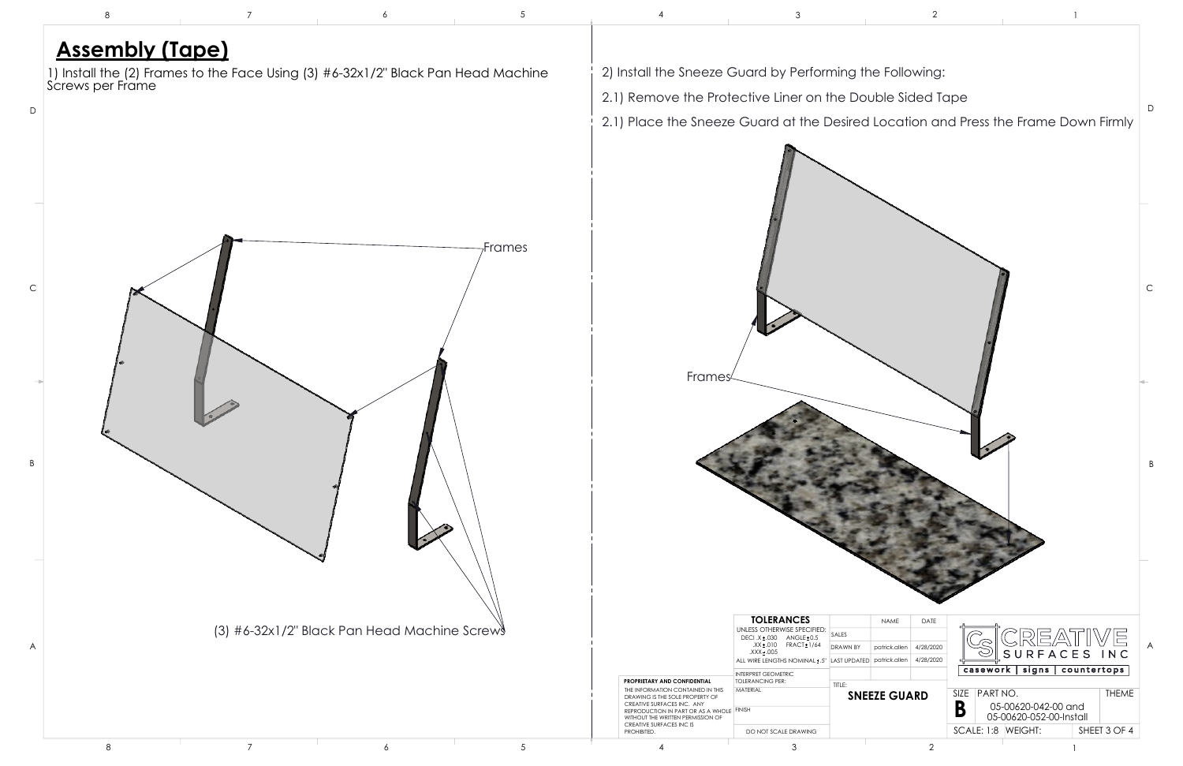# Assembly (Tape)

1) Install the (2) Frames to the Face Using (3) #6-32x1/2" Black Pan Head Machine Screws per Frame

Frames

(3) #6-32x1/2" Black Pan Head Machine Screws

2) Install the Sneeze Guard by Performing the Following:

2.1) Remove the Protective Liner on the Double Sided Tape

2.1) Place the Sneeze Guard at the Desired Location and Press the Frame Down Firmly

Frames

| TOLERANCES | | NAME | DATE |
|---|---|---|---|
| UNLESS OTHERWISE SPECIFIED: DECI .X ± .030 ANGLE ± 0.5 .XX ± .010 FRACT ± 1/64 .XXX ± .005 | SALES | | |
| | DRAWN BY | patrick.allen | 4/28/2020 |
| ALL WIRE LENGTHS NOMINAL ± .5" | LAST UPDATED | patrick.allen | 4/28/2020 |
| INTERPRET GEOMETRIC TOLERANCING PER: | | | |
| MATERIAL | TITLE: SNEEZE GUARD | | |
| FINISH | | | |
| DO NOT SCALE DRAWING | | | |

**PROPRIETARY AND CONFIDENTIAL**
THE INFORMATION CONTAINED IN THIS DRAWING IS THE SOLE PROPERTY OF CREATIVE SURFACES INC. ANY REPRODUCTION IN PART OR AS A WHOLE WITHOUT THE WRITTEN PERMISSION OF CREATIVE SURFACES INC IS PROHIBITED.

CREATIVE SURFACES INC
casework | signs | countertops

| SIZE | PART NO. | THEME |
|---|---|---|
| B | 05-00620-042-00 and 05-00620-052-00-Install | |
| SCALE: 1:8 | WEIGHT: | SHEET 3 OF 4 |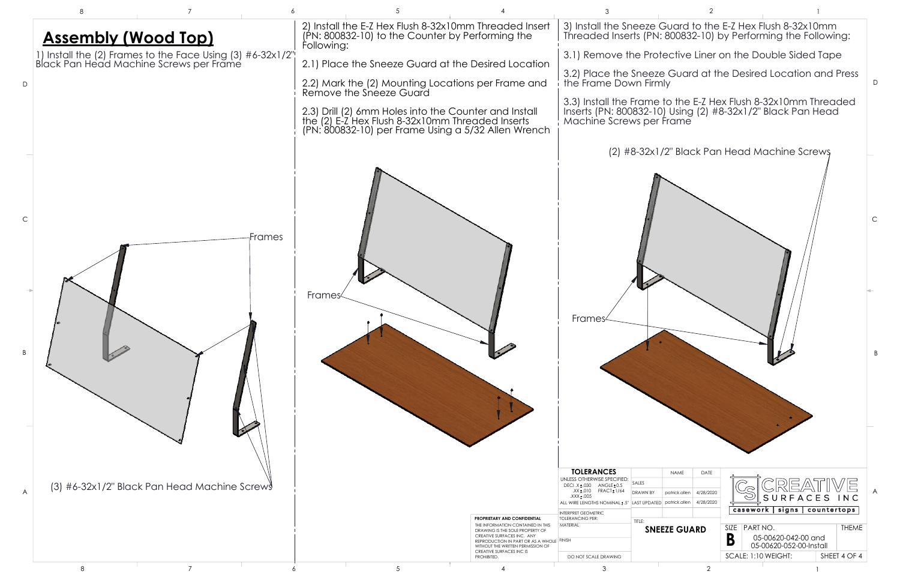# Assembly (Wood Top)

1) Install the (2) Frames to the Face Using (3) #6-32x1/2" Black Pan Head Machine Screws per Frame

Frames

(3) #6-32x1/2" Black Pan Head Machine Screws

2) Install the E-Z Hex Flush 8-32x10mm Threaded Insert (PN: 800832-10) to the Counter by Performing the Following:

2.1) Place the Sneeze Guard at the Desired Location

2.2) Mark the (2) Mounting Locations per Frame and Remove the Sneeze Guard

2.3) Drill (2) 6mm Holes into the Counter and Install the (2) E-Z Hex Flush 8-32x10mm Threaded Inserts (PN: 800832-10) per Frame Using a 5/32 Allen Wrench

Frames

3) Install the Sneeze Guard to the E-Z Hex Flush 8-32x10mm Threaded Inserts (PN: 800832-10) by Performing the Following:

3.1) Remove the Protective Liner on the Double Sided Tape

3.2) Place the Sneeze Guard at the Desired Location and Press the Frame Down Firmly

3.3) Install the Frame to the E-Z Hex Flush 8-32x10mm Threaded Inserts (PN: 800832-10) Using (2) #8-32x1/2" Black Pan Head Machine Screws per Frame

(2) #8-32x1/2" Black Pan Head Machine Screws

Frames

**PROPRIETARY AND CONFIDENTIAL**
THE INFORMATION CONTAINED IN THIS DRAWING IS THE SOLE PROPERTY OF CREATIVE SURFACES INC. ANY REPRODUCTION IN PART OR AS A WHOLE WITHOUT THE WRITTEN PERMISSION OF CREATIVE SURFACES INC IS PROHIBITED.

**TOLERANCES**
UNLESS OTHERWISE SPECIFIED:
DEC: .X ± .030 ANGLE ± 0.5
.XX ± .010 FRACT ± 1/64
.XXX ± .005
ALL WIRE LENGTHS NOMINAL ± .5"
INTERPRET GEOMETRIC TOLERANCING PER:
MATERIAL
FINISH
DO NOT SCALE DRAWING

| | NAME | DATE |
|---|---|---|
| SALES | | |
| DRAWN BY | patrick.allen | 4/28/2020 |
| LAST UPDATED | patrick.allen | 4/28/2020 |

TITLE: **SNEEZE GUARD**

CREATIVE SURFACES INC
casework | signs | countertops

SIZE: **B**
PART NO. 05-00620-042-00 and 05-00620-052-00-Install
THEME
SCALE: 1:10 WEIGHT:
SHEET 4 OF 4